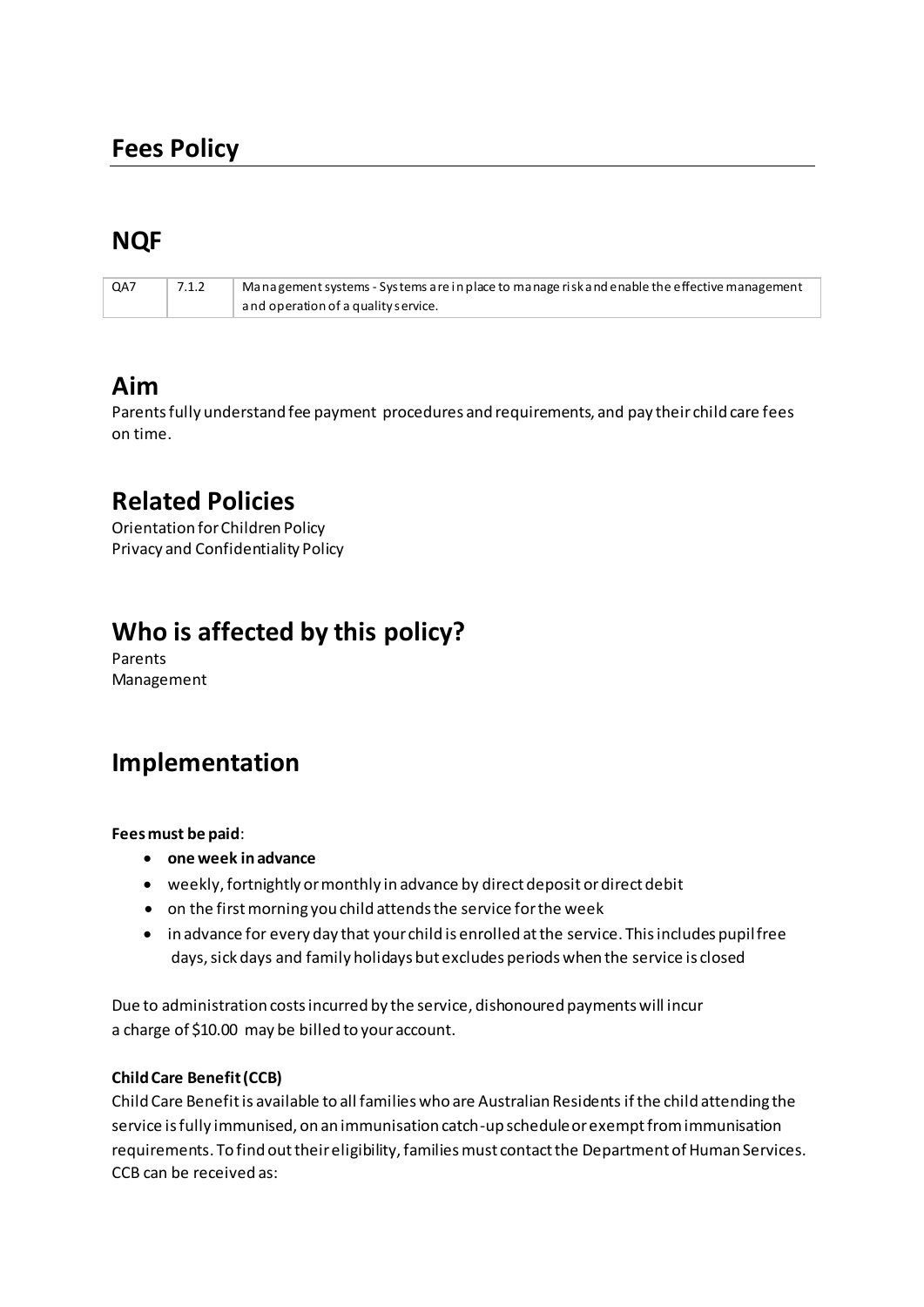# Fees Policy

## NQF

| QA7 | 7.1.2 | Management systems - Systems are in place to manage risk and enable the effective management and operation of a quality service. |
|---|---|---|

## Aim

Parents fully understand fee payment procedures and requirements, and pay their child care fees on time.

## Related Policies

Orientation for Children Policy
Privacy and Confidentiality Policy

## Who is affected by this policy?

Parents
Management

## Implementation

**Fees must be paid**:

- **one week in advance**
- weekly, fortnightly or monthly in advance by direct deposit or direct debit
- on the first morning you child attends the service for the week
- in advance for every day that your child is enrolled at the service. This includes pupil free days, sick days and family holidays but excludes periods when the service is closed

Due to administration costs incurred by the service, dishonoured payments will incur a charge of $10.00 may be billed to your account.

**Child Care Benefit (CCB)**

Child Care Benefit is available to all families who are Australian Residents if the child attending the service is fully immunised, on an immunisation catch-up schedule or exempt from immunisation requirements. To find out their eligibility, families must contact the Department of Human Services. CCB can be received as: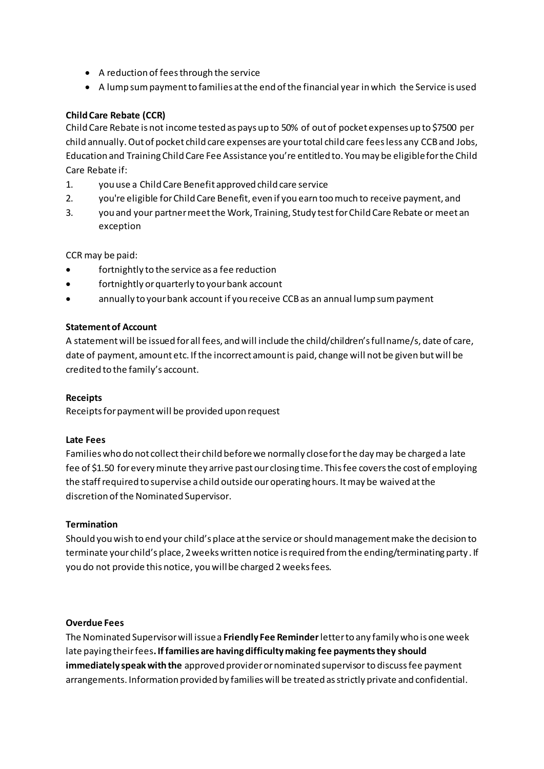- A reduction of fees through the service
- A lump sum payment to families at the end of the financial year in which the Service is used

**Child Care Rebate (CCR)**

Child Care Rebate is not income tested as pays up to 50% of out of pocket expenses up to $7500 per child annually. Out of pocket child care expenses are your total child care fees less any CCB and Jobs, Education and Training Child Care Fee Assistance you're entitled to. You may be eligible for the Child Care Rebate if:

1. you use a Child Care Benefit approved child care service
2. you're eligible for Child Care Benefit, even if you earn too much to receive payment, and
3. you and your partner meet the Work, Training, Study test for Child Care Rebate or meet an exception

CCR may be paid:

- fortnightly to the service as a fee reduction
- fortnightly or quarterly to your bank account
- annually to your bank account if you receive CCB as an annual lump sum payment

**Statement of Account**

A statement will be issued for all fees, and will include the child/children's full name/s, date of care, date of payment, amount etc. If the incorrect amount is paid, change will not be given but will be credited to the family's account.

**Receipts**

Receipts for payment will be provided upon request

**Late Fees**

Families who do not collect their child before we normally close for the day may be charged a late fee of $1.50 for every minute they arrive past our closing time. This fee covers the cost of employing the staff required to supervise a child outside our operating hours. It may be waived at the discretion of the Nominated Supervisor.

**Termination**

Should you wish to end your child's place at the service or should management make the decision to terminate your child's place, 2 weeks written notice is required from the ending/terminating party. If you do not provide this notice, you will be charged 2 weeks fees.

**Overdue Fees**

The Nominated Supervisor will issue a **Friendly Fee Reminder** letter to any family who is one week late paying their fees**. If families are having difficulty making fee payments they should immediately speak with the** approved provider or nominated supervisor to discuss fee payment arrangements. Information provided by families will be treated as strictly private and confidential.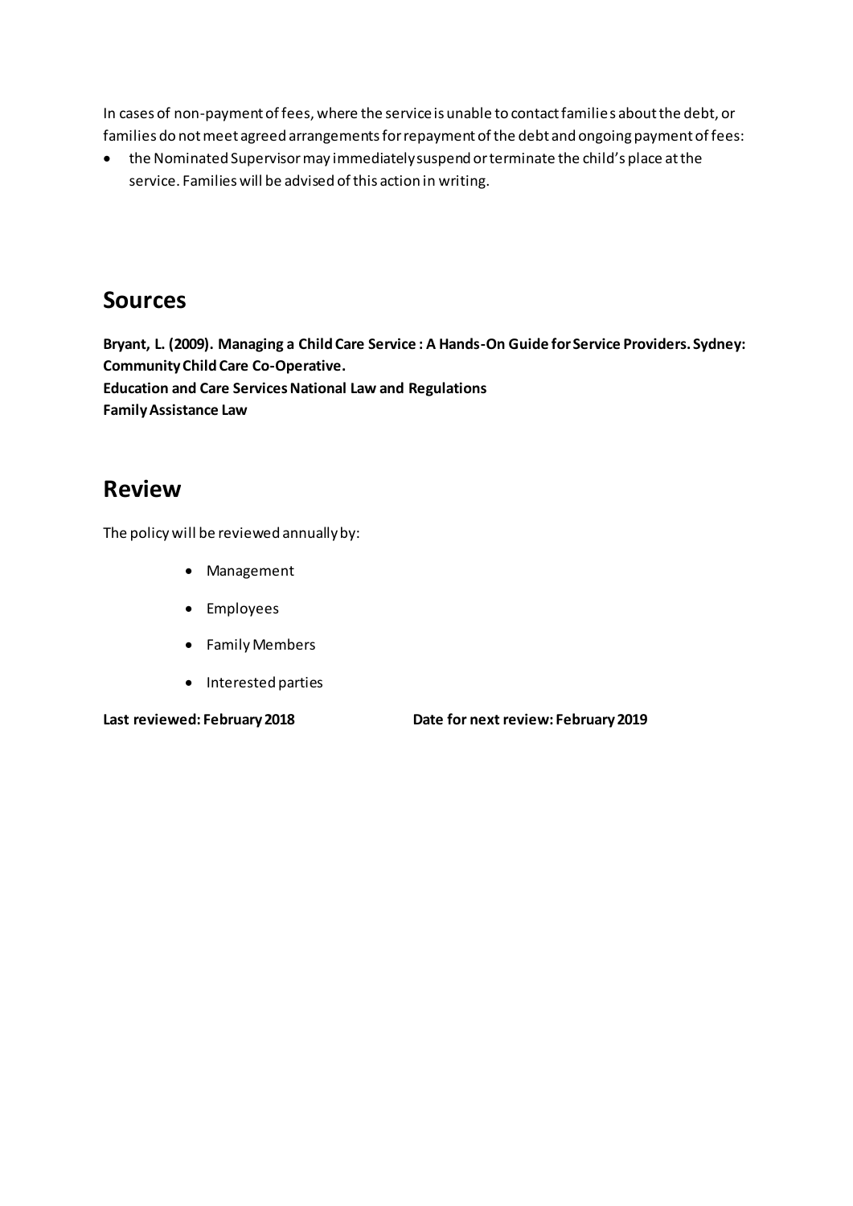In cases of non-payment of fees, where the service is unable to contact families about the debt, or families do not meet agreed arrangements for repayment of the debt and ongoing payment of fees:

- the Nominated Supervisor may immediately suspend or terminate the child's place at the service. Families will be advised of this action in writing.

## Sources

**Bryant, L. (2009). Managing a Child Care Service : A Hands-On Guide for Service Providers. Sydney: Community Child Care Co-Operative.**
**Education and Care Services National Law and Regulations**
**Family Assistance Law**

## Review

The policy will be reviewed annually by:

- Management
- Employees
- Family Members
- Interested parties

**Last reviewed: February 2018** **Date for next review: February 2019**